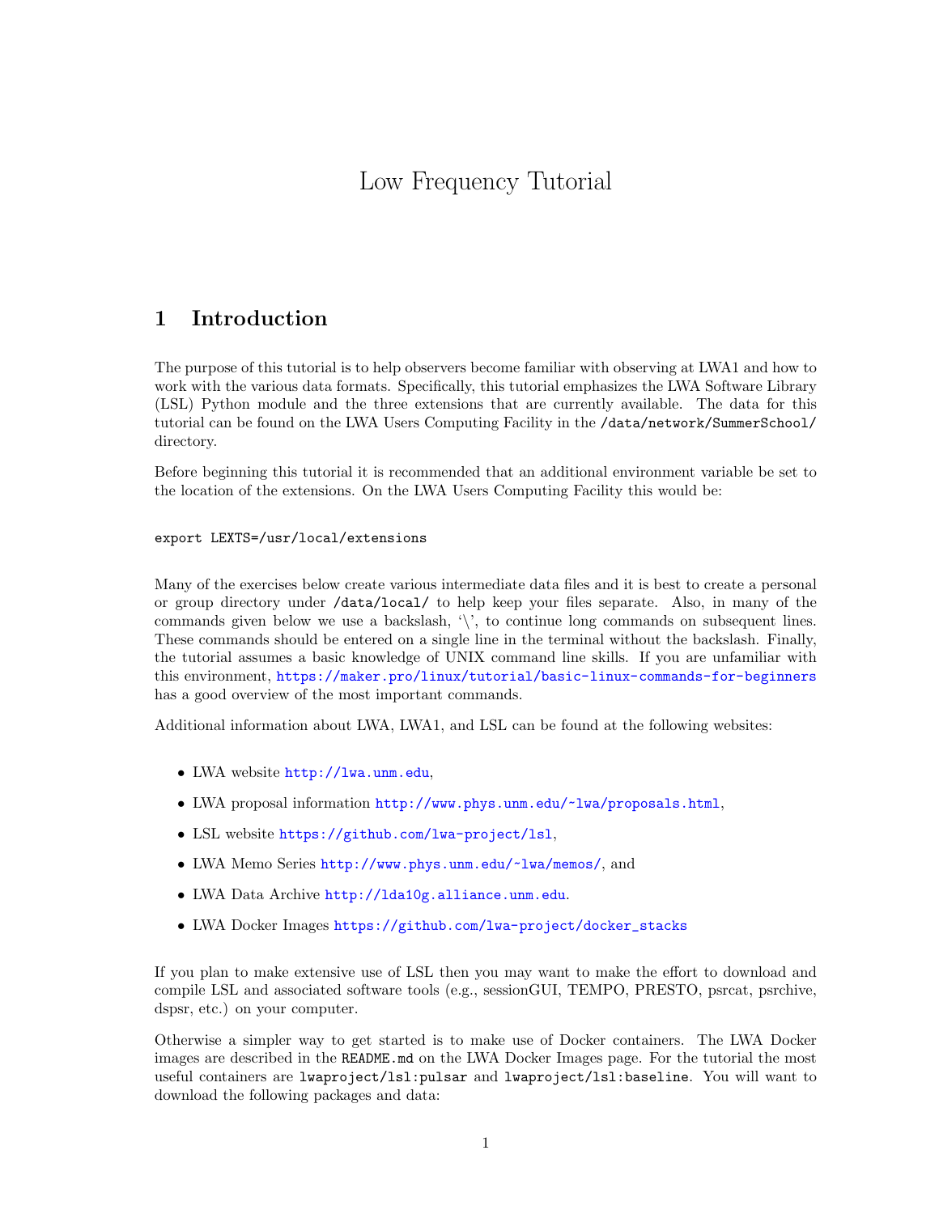# Low Frequency Tutorial

## 1 Introduction

The purpose of this tutorial is to help observers become familiar with observing at LWA1 and how to work with the various data formats. Specifically, this tutorial emphasizes the LWA Software Library (LSL) Python module and the three extensions that are currently available. The data for this tutorial can be found on the LWA Users Computing Facility in the `/data/network/SummerSchool/` directory.

Before beginning this tutorial it is recommended that an additional environment variable be set to the location of the extensions. On the LWA Users Computing Facility this would be:

```
export LEXTS=/usr/local/extensions
```

Many of the exercises below create various intermediate data files and it is best to create a personal or group directory under `/data/local/` to help keep your files separate. Also, in many of the commands given below we use a backslash, '\', to continue long commands on subsequent lines. These commands should be entered on a single line in the terminal without the backslash. Finally, the tutorial assumes a basic knowledge of UNIX command line skills. If you are unfamiliar with this environment, https://maker.pro/linux/tutorial/basic-linux-commands-for-beginners has a good overview of the most important commands.

Additional information about LWA, LWA1, and LSL can be found at the following websites:

- LWA website http://lwa.unm.edu,
- LWA proposal information http://www.phys.unm.edu/~lwa/proposals.html,
- LSL website https://github.com/lwa-project/lsl,
- LWA Memo Series http://www.phys.unm.edu/~lwa/memos/, and
- LWA Data Archive http://lda10g.alliance.unm.edu.
- LWA Docker Images https://github.com/lwa-project/docker_stacks

If you plan to make extensive use of LSL then you may want to make the effort to download and compile LSL and associated software tools (e.g., sessionGUI, TEMPO, PRESTO, psrcat, psrchive, dspsr, etc.) on your computer.

Otherwise a simpler way to get started is to make use of Docker containers. The LWA Docker images are described in the `README.md` on the LWA Docker Images page. For the tutorial the most useful containers are `lwaproject/lsl:pulsar` and `lwaproject/lsl:baseline`. You will want to download the following packages and data: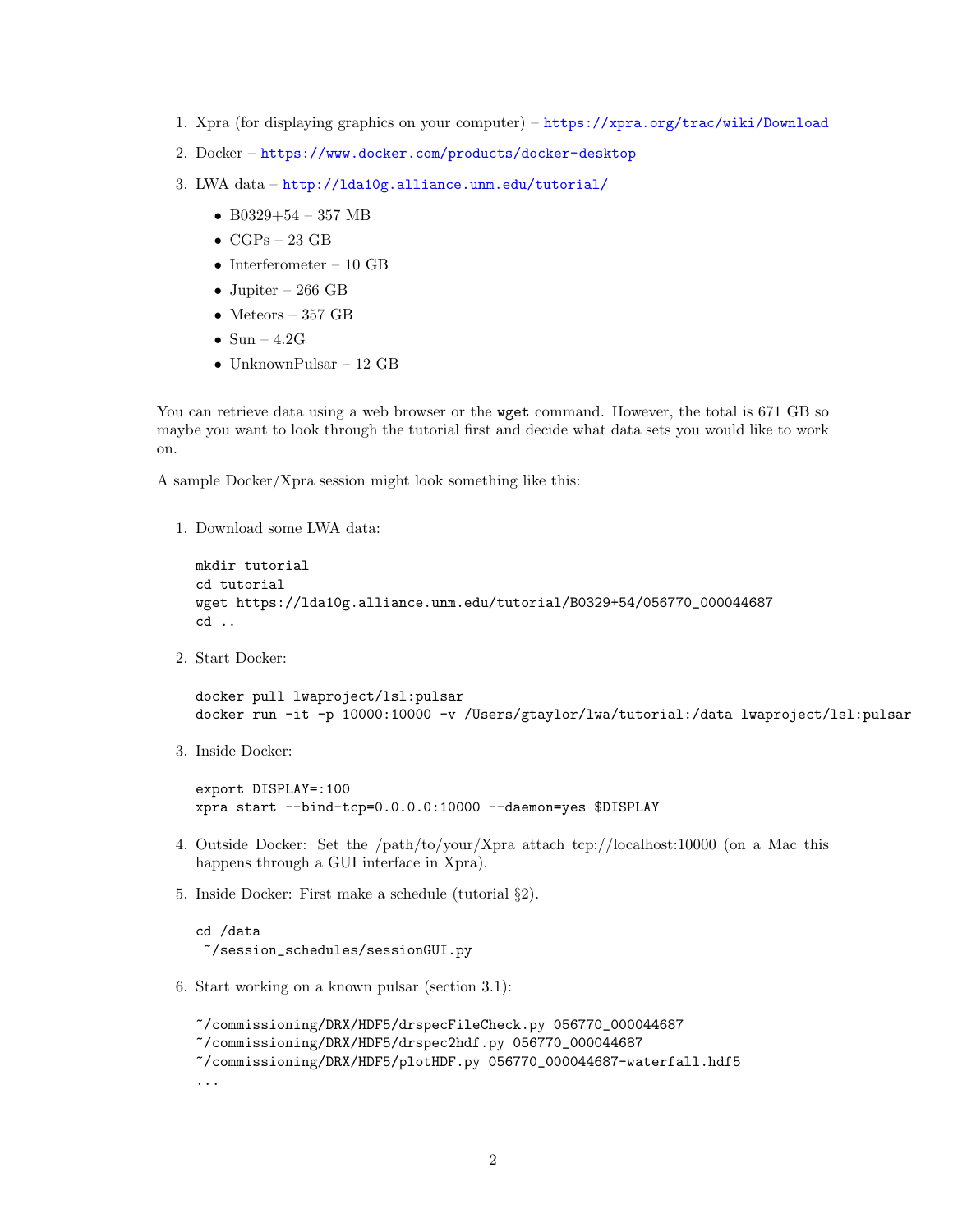1. Xpra (for displaying graphics on your computer) – https://xpra.org/trac/wiki/Download
2. Docker – https://www.docker.com/products/docker-desktop
3. LWA data – http://lda10g.alliance.unm.edu/tutorial/
   - B0329+54 – 357 MB
   - CGPs – 23 GB
   - Interferometer – 10 GB
   - Jupiter – 266 GB
   - Meteors – 357 GB
   - Sun – 4.2G
   - UnknownPulsar – 12 GB

You can retrieve data using a web browser or the `wget` command. However, the total is 671 GB so maybe you want to look through the tutorial first and decide what data sets you would like to work on.

A sample Docker/Xpra session might look something like this:

1. Download some LWA data:

   ```
   mkdir tutorial
   cd tutorial
   wget https://lda10g.alliance.unm.edu/tutorial/B0329+54/056770_000044687
   cd ..
   ```

2. Start Docker:

   ```
   docker pull lwaproject/lsl:pulsar
   docker run -it -p 10000:10000 -v /Users/gtaylor/lwa/tutorial:/data lwaproject/lsl:pulsar
   ```

3. Inside Docker:

   ```
   export DISPLAY=:100
   xpra start --bind-tcp=0.0.0.0:10000 --daemon=yes $DISPLAY
   ```

4. Outside Docker: Set the /path/to/your/Xpra attach tcp://localhost:10000 (on a Mac this happens through a GUI interface in Xpra).

5. Inside Docker: First make a schedule (tutorial §2).

   ```
   cd /data
    ~/session_schedules/sessionGUI.py
   ```

6. Start working on a known pulsar (section 3.1):

   ```
   ~/commissioning/DRX/HDF5/drspecFileCheck.py 056770_000044687
   ~/commissioning/DRX/HDF5/drspec2hdf.py 056770_000044687
   ~/commissioning/DRX/HDF5/plotHDF.py 056770_000044687-waterfall.hdf5
   ...
   ```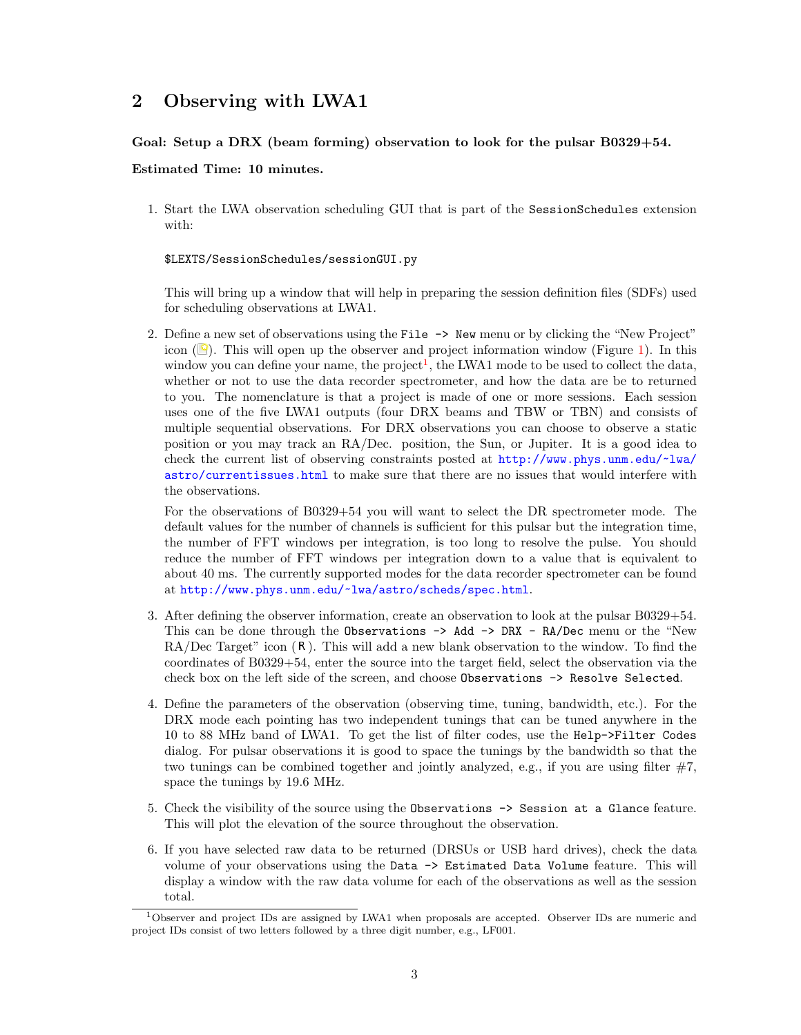## 2 Observing with LWA1

**Goal: Setup a DRX (beam forming) observation to look for the pulsar B0329+54.**

**Estimated Time: 10 minutes.**

1. Start the LWA observation scheduling GUI that is part of the SessionSchedules extension with:

   ```
   $LEXTS/SessionSchedules/sessionGUI.py
   ```

   This will bring up a window that will help in preparing the session definition files (SDFs) used for scheduling observations at LWA1.

2. Define a new set of observations using the `File -> New` menu or by clicking the "New Project" icon ( ). This will open up the observer and project information window (Figure 1). In this window you can define your name, the project[1], the LWA1 mode to be used to collect the data, whether or not to use the data recorder spectrometer, and how the data are be to returned to you. The nomenclature is that a project is made of one or more sessions. Each session uses one of the five LWA1 outputs (four DRX beams and TBW or TBN) and consists of multiple sequential observations. For DRX observations you can choose to observe a static position or you may track an RA/Dec. position, the Sun, or Jupiter. It is a good idea to check the current list of observing constraints posted at http://www.phys.unm.edu/~lwa/astro/currentissues.html to make sure that there are no issues that would interfere with the observations.

   For the observations of B0329+54 you will want to select the DR spectrometer mode. The default values for the number of channels is sufficient for this pulsar but the integration time, the number of FFT windows per integration, is too long to resolve the pulse. You should reduce the number of FFT windows per integration down to a value that is equivalent to about 40 ms. The currently supported modes for the data recorder spectrometer can be found at http://www.phys.unm.edu/~lwa/astro/scheds/spec.html.

3. After defining the observer information, create an observation to look at the pulsar B0329+54. This can be done through the `Observations -> Add -> DRX - RA/Dec` menu or the "New RA/Dec Target" icon ( R ). This will add a new blank observation to the window. To find the coordinates of B0329+54, enter the source into the target field, select the observation via the check box on the left side of the screen, and choose `Observations -> Resolve Selected`.

4. Define the parameters of the observation (observing time, tuning, bandwidth, etc.). For the DRX mode each pointing has two independent tunings that can be tuned anywhere in the 10 to 88 MHz band of LWA1. To get the list of filter codes, use the `Help->Filter Codes` dialog. For pulsar observations it is good to space the tunings by the bandwidth so that the two tunings can be combined together and jointly analyzed, e.g., if you are using filter #7, space the tunings by 19.6 MHz.

5. Check the visibility of the source using the `Observations -> Session at a Glance` feature. This will plot the elevation of the source throughout the observation.

6. If you have selected raw data to be returned (DRSUs or USB hard drives), check the data volume of your observations using the `Data -> Estimated Data Volume` feature. This will display a window with the raw data volume for each of the observations as well as the session total.

[1] Observer and project IDs are assigned by LWA1 when proposals are accepted. Observer IDs are numeric and project IDs consist of two letters followed by a three digit number, e.g., LF001.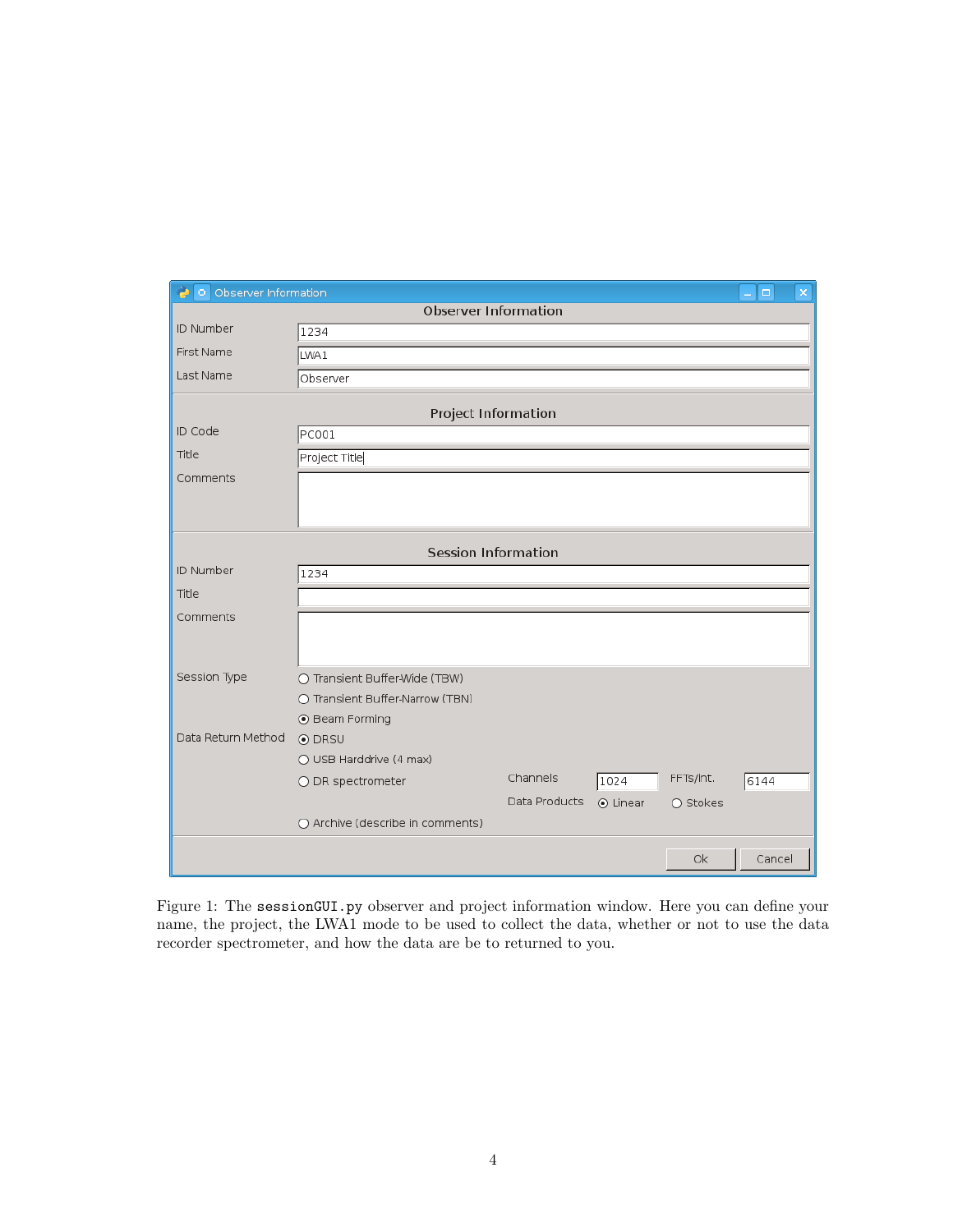Figure 1: The `sessionGUI.py` observer and project information window. Here you can define your name, the project, the LWA1 mode to be used to collect the data, whether or not to use the data recorder spectrometer, and how the data are be to returned to you.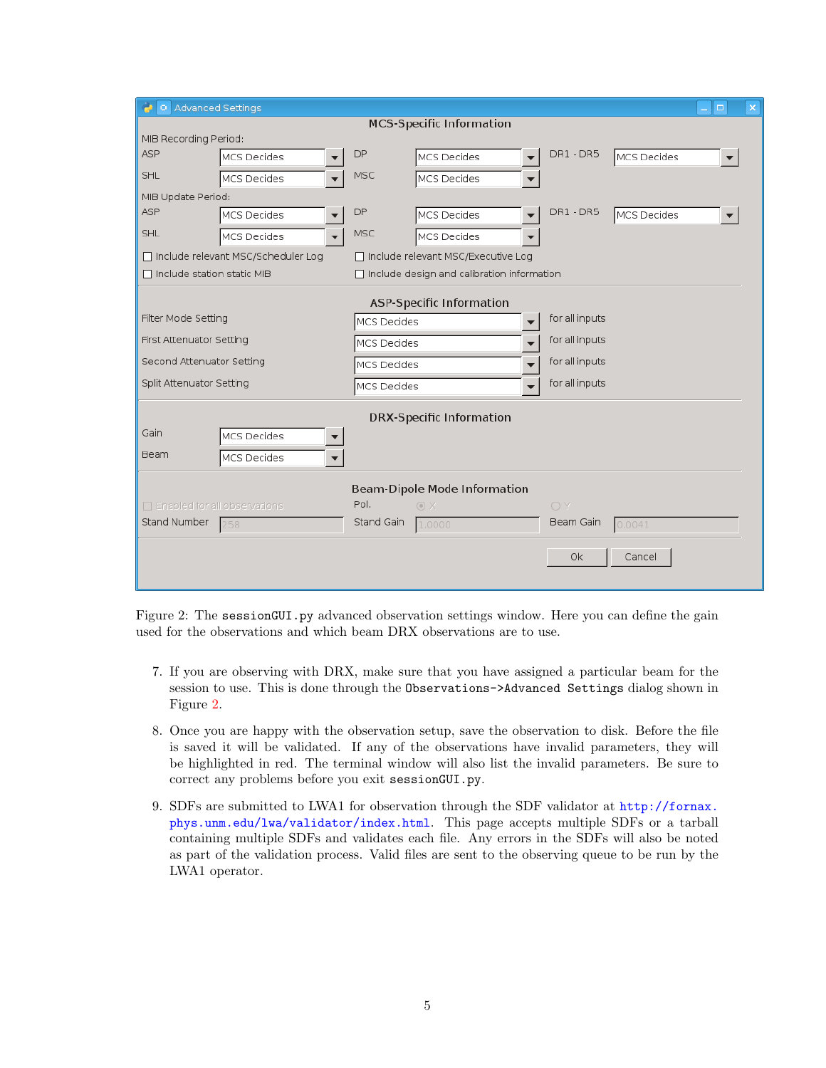Figure 2: The `sessionGUI.py` advanced observation settings window. Here you can define the gain used for the observations and which beam DRX observations are to use.

7. If you are observing with DRX, make sure that you have assigned a particular beam for the session to use. This is done through the `Observations->Advanced Settings` dialog shown in Figure 2.

8. Once you are happy with the observation setup, save the observation to disk. Before the file is saved it will be validated. If any of the observations have invalid parameters, they will be highlighted in red. The terminal window will also list the invalid parameters. Be sure to correct any problems before you exit `sessionGUI.py`.

9. SDFs are submitted to LWA1 for observation through the SDF validator at http://fornax.phys.unm.edu/lwa/validator/index.html. This page accepts multiple SDFs or a tarball containing multiple SDFs and validates each file. Any errors in the SDFs will also be noted as part of the validation process. Valid files are sent to the observing queue to be run by the LWA1 operator.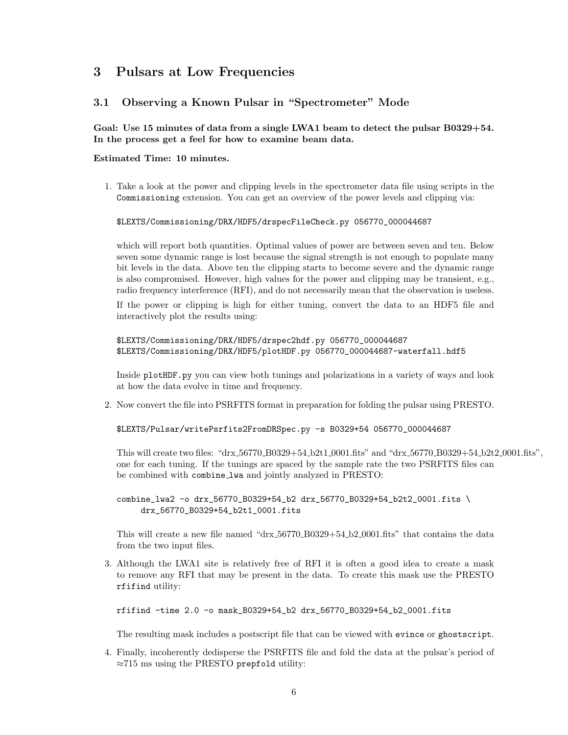# 3 Pulsars at Low Frequencies

## 3.1 Observing a Known Pulsar in "Spectrometer" Mode

**Goal: Use 15 minutes of data from a single LWA1 beam to detect the pulsar B0329+54. In the process get a feel for how to examine beam data.**

**Estimated Time: 10 minutes.**

1. Take a look at the power and clipping levels in the spectrometer data file using scripts in the `Commissioning` extension. You can get an overview of the power levels and clipping via:

   ```
   $LEXTS/Commissioning/DRX/HDF5/drspecFileCheck.py 056770_000044687
   ```

   which will report both quantities. Optimal values of power are between seven and ten. Below seven some dynamic range is lost because the signal strength is not enough to populate many bit levels in the data. Above ten the clipping starts to become severe and the dynamic range is also compromised. However, high values for the power and clipping may be transient, e.g., radio frequency interference (RFI), and do not necessarily mean that the observation is useless.

   If the power or clipping is high for either tuning, convert the data to an HDF5 file and interactively plot the results using:

   ```
   $LEXTS/Commissioning/DRX/HDF5/drspec2hdf.py 056770_000044687
   $LEXTS/Commissioning/DRX/HDF5/plotHDF.py 056770_000044687-waterfall.hdf5
   ```

   Inside `plotHDF.py` you can view both tunings and polarizations in a variety of ways and look at how the data evolve in time and frequency.

2. Now convert the file into PSRFITS format in preparation for folding the pulsar using PRESTO.

   ```
   $LEXTS/Pulsar/writePsrfits2FromDRSpec.py -s B0329+54 056770_000044687
   ```

   This will create two files: "drx_56770_B0329+54_b2t1_0001.fits" and "drx_56770_B0329+54_b2t2_0001.fits", one for each tuning. If the tunings are spaced by the sample rate the two PSRFITS files can be combined with `combine_lwa` and jointly analyzed in PRESTO:

   ```
   combine_lwa2 -o drx_56770_B0329+54_b2 drx_56770_B0329+54_b2t2_0001.fits \
        drx_56770_B0329+54_b2t1_0001.fits
   ```

   This will create a new file named "drx_56770_B0329+54_b2_0001.fits" that contains the data from the two input files.

3. Although the LWA1 site is relatively free of RFI it is often a good idea to create a mask to remove any RFI that may be present in the data. To create this mask use the PRESTO `rfifind` utility:

   ```
   rfifind -time 2.0 -o mask_B0329+54_b2 drx_56770_B0329+54_b2_0001.fits
   ```

   The resulting mask includes a postscript file that can be viewed with `evince` or `ghostscript`.

4. Finally, incoherently dedisperse the PSRFITS file and fold the data at the pulsar's period of $\approx$715 ms using the PRESTO `prepfold` utility: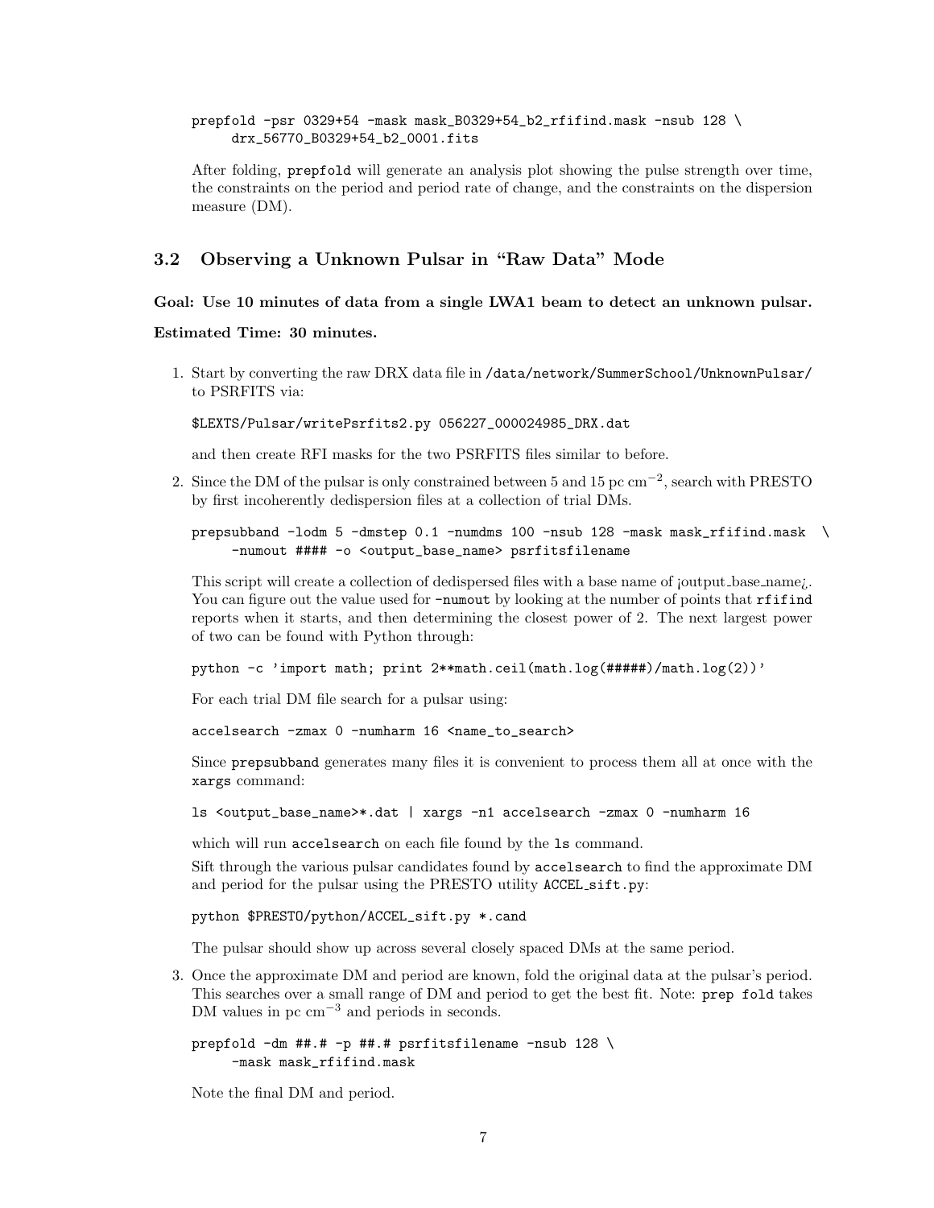```
prepfold -psr 0329+54 -mask mask_B0329+54_b2_rfifind.mask -nsub 128 \
     drx_56770_B0329+54_b2_0001.fits
```

After folding, `prepfold` will generate an analysis plot showing the pulse strength over time, the constraints on the period and period rate of change, and the constraints on the dispersion measure (DM).

## 3.2 Observing a Unknown Pulsar in "Raw Data" Mode

**Goal: Use 10 minutes of data from a single LWA1 beam to detect an unknown pulsar.**

**Estimated Time: 30 minutes.**

1. Start by converting the raw DRX data file in `/data/network/SummerSchool/UnknownPulsar/` to PSRFITS via:

   ```
   $LEXTS/Pulsar/writePsrfits2.py 056227_000024985_DRX.dat
   ```

   and then create RFI masks for the two PSRFITS files similar to before.

2. Since the DM of the pulsar is only constrained between 5 and 15 pc cm$^{-2}$, search with PRESTO by first incoherently dedispersion files at a collection of trial DMs.

   ```
   prepsubband -lodm 5 -dmstep 0.1 -numdms 100 -nsub 128 -mask mask_rfifind.mask  \
        -numout #### -o <output_base_name> psrfitsfilename
   ```

   This script will create a collection of dedispersed files with a base name of ¡output_base_name¿. You can figure out the value used for `-numout` by looking at the number of points that `rfifind` reports when it starts, and then determining the closest power of 2. The next largest power of two can be found with Python through:

   ```
   python -c 'import math; print 2**math.ceil(math.log(#####)/math.log(2))'
   ```

   For each trial DM file search for a pulsar using:

   ```
   accelsearch -zmax 0 -numharm 16 <name_to_search>
   ```

   Since `prepsubband` generates many files it is convenient to process them all at once with the `xargs` command:

   ```
   ls <output_base_name>*.dat | xargs -n1 accelsearch -zmax 0 -numharm 16
   ```

   which will run `accelsearch` on each file found by the `ls` command.

   Sift through the various pulsar candidates found by `accelsearch` to find the approximate DM and period for the pulsar using the PRESTO utility `ACCEL_sift.py`:

   ```
   python $PRESTO/python/ACCEL_sift.py *.cand
   ```

   The pulsar should show up across several closely spaced DMs at the same period.

3. Once the approximate DM and period are known, fold the original data at the pulsar's period. This searches over a small range of DM and period to get the best fit. Note: `prep fold` takes DM values in pc cm$^{-3}$ and periods in seconds.

   ```
   prepfold -dm ##.# -p ##.# psrfitsfilename -nsub 128 \
        -mask mask_rfifind.mask
   ```

   Note the final DM and period.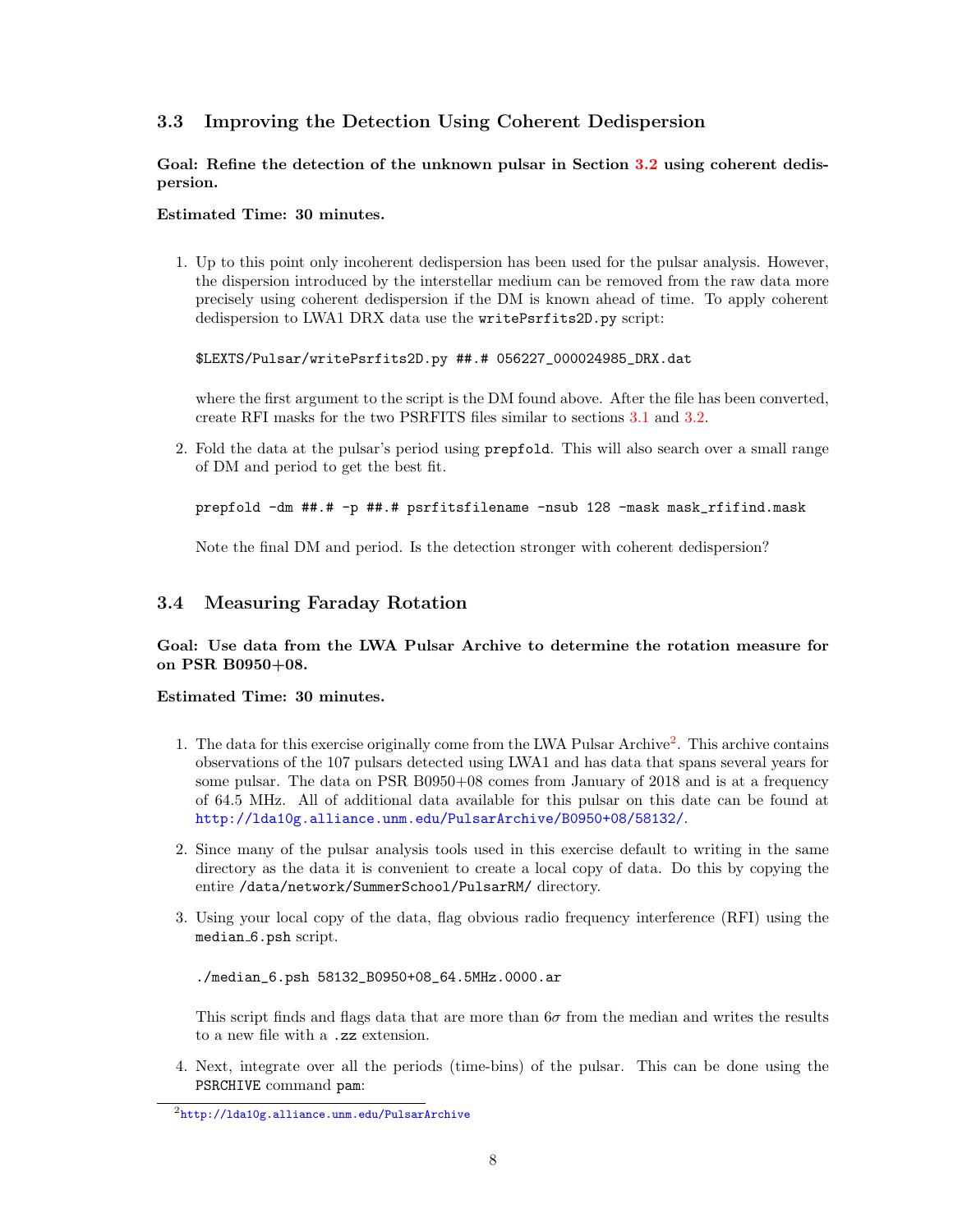### 3.3 Improving the Detection Using Coherent Dedispersion

**Goal: Refine the detection of the unknown pulsar in Section 3.2 using coherent dedispersion.**

**Estimated Time: 30 minutes.**

1. Up to this point only incoherent dedispersion has been used for the pulsar analysis. However, the dispersion introduced by the interstellar medium can be removed from the raw data more precisely using coherent dedispersion if the DM is known ahead of time. To apply coherent dedispersion to LWA1 DRX data use the `writePsrfits2D.py` script:

```
$LEXTS/Pulsar/writePsrfits2D.py ##.# 056227_000024985_DRX.dat
```

   where the first argument to the script is the DM found above. After the file has been converted, create RFI masks for the two PSRFITS files similar to sections 3.1 and 3.2.

2. Fold the data at the pulsar's period using `prepfold`. This will also search over a small range of DM and period to get the best fit.

```
prepfold -dm ##.# -p ##.# psrfitsfilename -nsub 128 -mask mask_rfifind.mask
```

   Note the final DM and period. Is the detection stronger with coherent dedispersion?

### 3.4 Measuring Faraday Rotation

**Goal: Use data from the LWA Pulsar Archive to determine the rotation measure for on PSR B0950+08.**

**Estimated Time: 30 minutes.**

1. The data for this exercise originally come from the LWA Pulsar Archive[2]. This archive contains observations of the 107 pulsars detected using LWA1 and has data that spans several years for some pulsar. The data on PSR B0950+08 comes from January of 2018 and is at a frequency of 64.5 MHz. All of additional data available for this pulsar on this date can be found at http://lda10g.alliance.unm.edu/PulsarArchive/B0950+08/58132/.

2. Since many of the pulsar analysis tools used in this exercise default to writing in the same directory as the data it is convenient to create a local copy of data. Do this by copying the entire `/data/network/SummerSchool/PulsarRM/` directory.

3. Using your local copy of the data, flag obvious radio frequency interference (RFI) using the `median_6.psh` script.

```
./median_6.psh 58132_B0950+08_64.5MHz.0000.ar
```

   This script finds and flags data that are more than $6\sigma$ from the median and writes the results to a new file with a `.zz` extension.

4. Next, integrate over all the periods (time-bins) of the pulsar. This can be done using the `PSRCHIVE` command `pam`:

[2] http://lda10g.alliance.unm.edu/PulsarArchive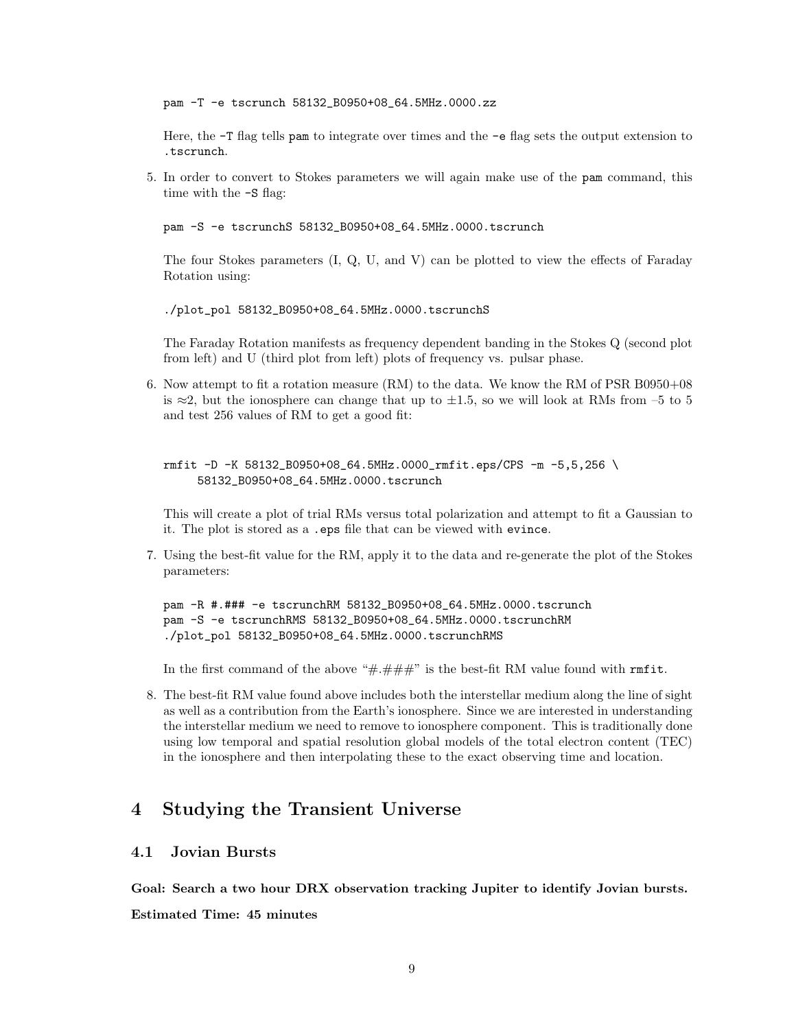```
pam -T -e tscrunch 58132_B0950+08_64.5MHz.0000.zz
```

Here, the `-T` flag tells `pam` to integrate over times and the `-e` flag sets the output extension to `.tscrunch`.

5. In order to convert to Stokes parameters we will again make use of the `pam` command, this time with the `-S` flag:

   ```
   pam -S -e tscrunchS 58132_B0950+08_64.5MHz.0000.tscrunch
   ```

   The four Stokes parameters (I, Q, U, and V) can be plotted to view the effects of Faraday Rotation using:

   ```
   ./plot_pol 58132_B0950+08_64.5MHz.0000.tscrunchS
   ```

   The Faraday Rotation manifests as frequency dependent banding in the Stokes Q (second plot from left) and U (third plot from left) plots of frequency vs. pulsar phase.

6. Now attempt to fit a rotation measure (RM) to the data. We know the RM of PSR B0950+08 is $\approx 2$, but the ionosphere can change that up to $\pm 1.5$, so we will look at RMs from –5 to 5 and test 256 values of RM to get a good fit:

   ```
   rmfit -D -K 58132_B0950+08_64.5MHz.0000_rmfit.eps/CPS -m -5,5,256 \
        58132_B0950+08_64.5MHz.0000.tscrunch
   ```

   This will create a plot of trial RMs versus total polarization and attempt to fit a Gaussian to it. The plot is stored as a `.eps` file that can be viewed with `evince`.

7. Using the best-fit value for the RM, apply it to the data and re-generate the plot of the Stokes parameters:

   ```
   pam -R #.### -e tscrunchRM 58132_B0950+08_64.5MHz.0000.tscrunch
   pam -S -e tscrunchRMS 58132_B0950+08_64.5MHz.0000.tscrunchRM
   ./plot_pol 58132_B0950+08_64.5MHz.0000.tscrunchRMS
   ```

   In the first command of the above "#.###" is the best-fit RM value found with `rmfit`.

8. The best-fit RM value found above includes both the interstellar medium along the line of sight as well as a contribution from the Earth's ionosphere. Since we are interested in understanding the interstellar medium we need to remove to ionosphere component. This is traditionally done using low temporal and spatial resolution global models of the total electron content (TEC) in the ionosphere and then interpolating these to the exact observing time and location.

# 4 Studying the Transient Universe

## 4.1 Jovian Bursts

**Goal: Search a two hour DRX observation tracking Jupiter to identify Jovian bursts.**

**Estimated Time: 45 minutes**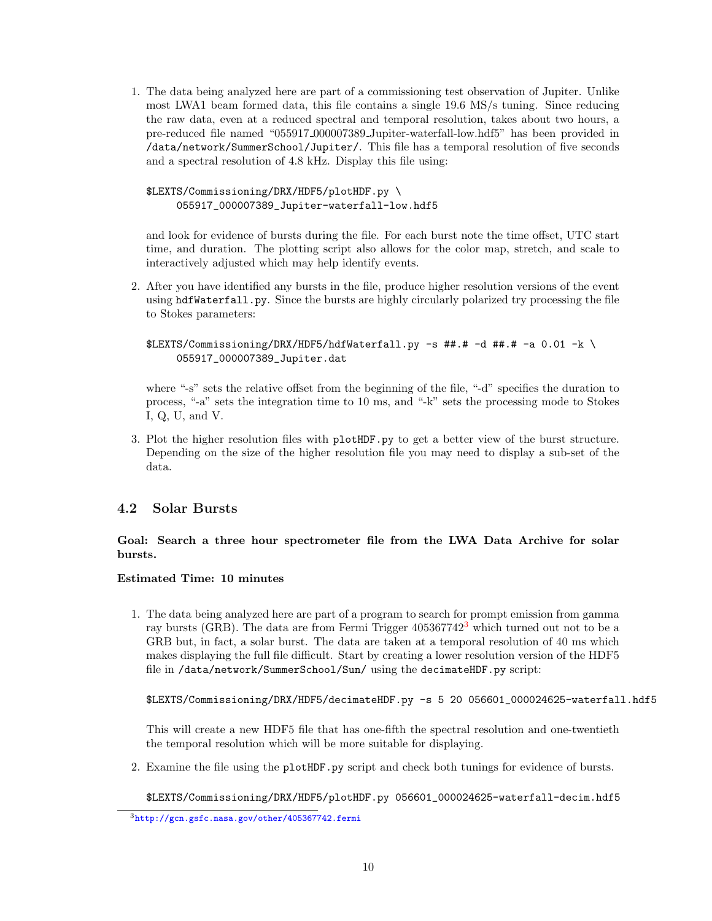1. The data being analyzed here are part of a commissioning test observation of Jupiter. Unlike most LWA1 beam formed data, this file contains a single 19.6 MS/s tuning. Since reducing the raw data, even at a reduced spectral and temporal resolution, takes about two hours, a pre-reduced file named "055917_000007389_Jupiter-waterfall-low.hdf5" has been provided in `/data/network/SummerSchool/Jupiter/`. This file has a temporal resolution of five seconds and a spectral resolution of 4.8 kHz. Display this file using:

   ```
   $LEXTS/Commissioning/DRX/HDF5/plotHDF.py \
        055917_000007389_Jupiter-waterfall-low.hdf5
   ```

   and look for evidence of bursts during the file. For each burst note the time offset, UTC start time, and duration. The plotting script also allows for the color map, stretch, and scale to interactively adjusted which may help identify events.

2. After you have identified any bursts in the file, produce higher resolution versions of the event using `hdfWaterfall.py`. Since the bursts are highly circularly polarized try processing the file to Stokes parameters:

   ```
   $LEXTS/Commissioning/DRX/HDF5/hdfWaterfall.py -s ##.# -d ##.# -a 0.01 -k \
        055917_000007389_Jupiter.dat
   ```

   where "-s" sets the relative offset from the beginning of the file, "-d" specifies the duration to process, "-a" sets the integration time to 10 ms, and "-k" sets the processing mode to Stokes I, Q, U, and V.

3. Plot the higher resolution files with `plotHDF.py` to get a better view of the burst structure. Depending on the size of the higher resolution file you may need to display a sub-set of the data.

## 4.2 Solar Bursts

**Goal: Search a three hour spectrometer file from the LWA Data Archive for solar bursts.**

**Estimated Time: 10 minutes**

1. The data being analyzed here are part of a program to search for prompt emission from gamma ray bursts (GRB). The data are from Fermi Trigger 405367742[3] which turned out not to be a GRB but, in fact, a solar burst. The data are taken at a temporal resolution of 40 ms which makes displaying the full file difficult. Start by creating a lower resolution version of the HDF5 file in `/data/network/SummerSchool/Sun/` using the `decimateHDF.py` script:

   ```
   $LEXTS/Commissioning/DRX/HDF5/decimateHDF.py -s 5 20 056601_000024625-waterfall.hdf5
   ```

   This will create a new HDF5 file that has one-fifth the spectral resolution and one-twentieth the temporal resolution which will be more suitable for displaying.

2. Examine the file using the `plotHDF.py` script and check both tunings for evidence of bursts.

   ```
   $LEXTS/Commissioning/DRX/HDF5/plotHDF.py 056601_000024625-waterfall-decim.hdf5
   ```

[3] http://gcn.gsfc.nasa.gov/other/405367742.fermi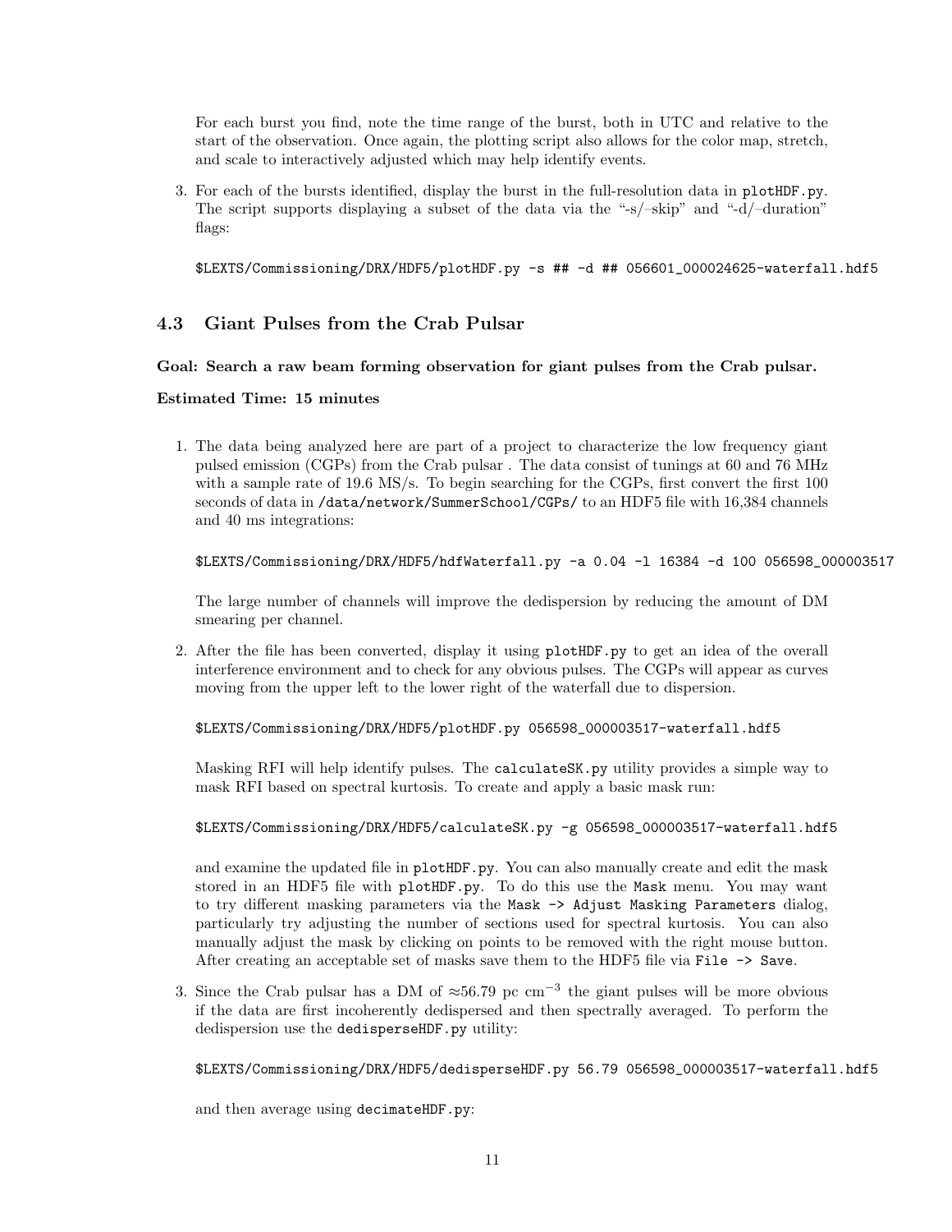For each burst you find, note the time range of the burst, both in UTC and relative to the start of the observation. Once again, the plotting script also allows for the color map, stretch, and scale to interactively adjusted which may help identify events.

3. For each of the bursts identified, display the burst in the full-resolution data in `plotHDF.py`. The script supports displaying a subset of the data via the "-s/–skip" and "-d/–duration" flags:

```
$LEXTS/Commissioning/DRX/HDF5/plotHDF.py -s ## -d ## 056601_000024625-waterfall.hdf5
```

### 4.3 Giant Pulses from the Crab Pulsar

**Goal: Search a raw beam forming observation for giant pulses from the Crab pulsar.**

**Estimated Time: 15 minutes**

1. The data being analyzed here are part of a project to characterize the low frequency giant pulsed emission (CGPs) from the Crab pulsar . The data consist of tunings at 60 and 76 MHz with a sample rate of 19.6 MS/s. To begin searching for the CGPs, first convert the first 100 seconds of data in `/data/network/SummerSchool/CGPs/` to an HDF5 file with 16,384 channels and 40 ms integrations:

```
$LEXTS/Commissioning/DRX/HDF5/hdfWaterfall.py -a 0.04 -l 16384 -d 100 056598_000003517
```

The large number of channels will improve the dedispersion by reducing the amount of DM smearing per channel.

2. After the file has been converted, display it using `plotHDF.py` to get an idea of the overall interference environment and to check for any obvious pulses. The CGPs will appear as curves moving from the upper left to the lower right of the waterfall due to dispersion.

```
$LEXTS/Commissioning/DRX/HDF5/plotHDF.py 056598_000003517-waterfall.hdf5
```

Masking RFI will help identify pulses. The `calculateSK.py` utility provides a simple way to mask RFI based on spectral kurtosis. To create and apply a basic mask run:

```
$LEXTS/Commissioning/DRX/HDF5/calculateSK.py -g 056598_000003517-waterfall.hdf5
```

and examine the updated file in `plotHDF.py`. You can also manually create and edit the mask stored in an HDF5 file with `plotHDF.py`. To do this use the `Mask` menu. You may want to try different masking parameters via the `Mask -> Adjust Masking Parameters` dialog, particularly try adjusting the number of sections used for spectral kurtosis. You can also manually adjust the mask by clicking on points to be removed with the right mouse button. After creating an acceptable set of masks save them to the HDF5 file via `File -> Save`.

3. Since the Crab pulsar has a DM of $\approx$56.79 pc cm$^{-3}$ the giant pulses will be more obvious if the data are first incoherently dedispersed and then spectrally averaged. To perform the dedispersion use the `dedisperseHDF.py` utility:

```
$LEXTS/Commissioning/DRX/HDF5/dedisperseHDF.py 56.79 056598_000003517-waterfall.hdf5
```

and then average using `decimateHDF.py`: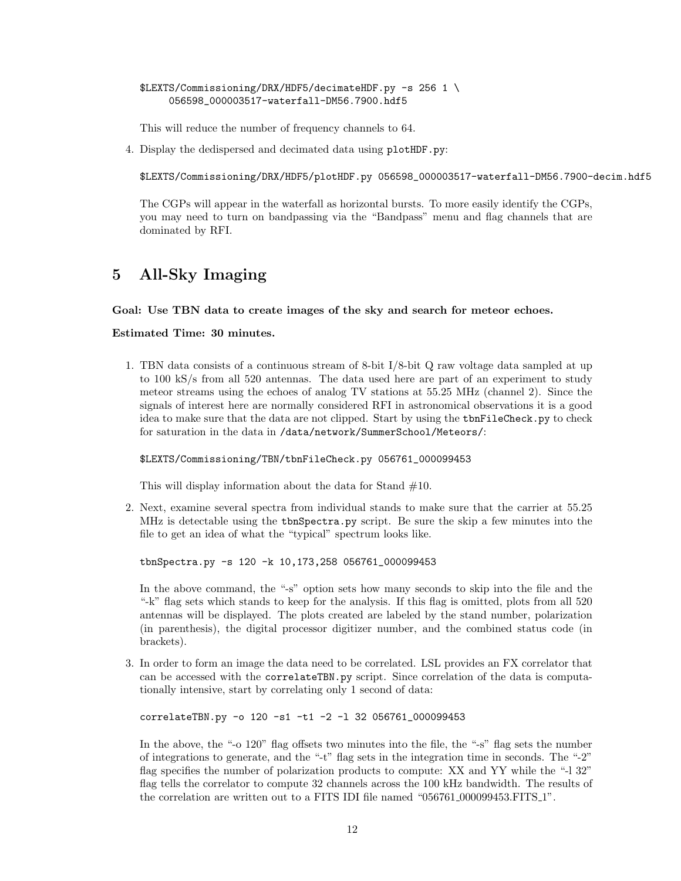```
$LEXTS/Commissioning/DRX/HDF5/decimateHDF.py -s 256 1 \
     056598_000003517-waterfall-DM56.7900.hdf5
```

This will reduce the number of frequency channels to 64.

4. Display the dedispersed and decimated data using `plotHDF.py`:

```
$LEXTS/Commissioning/DRX/HDF5/plotHDF.py 056598_000003517-waterfall-DM56.7900-decim.hdf5
```

The CGPs will appear in the waterfall as horizontal bursts. To more easily identify the CGPs, you may need to turn on bandpassing via the "Bandpass" menu and flag channels that are dominated by RFI.

# 5 All-Sky Imaging

**Goal: Use TBN data to create images of the sky and search for meteor echoes.**

**Estimated Time: 30 minutes.**

1. TBN data consists of a continuous stream of 8-bit I/8-bit Q raw voltage data sampled at up to 100 kS/s from all 520 antennas. The data used here are part of an experiment to study meteor streams using the echoes of analog TV stations at 55.25 MHz (channel 2). Since the signals of interest here are normally considered RFI in astronomical observations it is a good idea to make sure that the data are not clipped. Start by using the `tbnFileCheck.py` to check for saturation in the data in `/data/network/SummerSchool/Meteors/`:

```
$LEXTS/Commissioning/TBN/tbnFileCheck.py 056761_000099453
```

This will display information about the data for Stand #10.

2. Next, examine several spectra from individual stands to make sure that the carrier at 55.25 MHz is detectable using the `tbnSpectra.py` script. Be sure the skip a few minutes into the file to get an idea of what the "typical" spectrum looks like.

```
tbnSpectra.py -s 120 -k 10,173,258 056761_000099453
```

In the above command, the "-s" option sets how many seconds to skip into the file and the "-k" flag sets which stands to keep for the analysis. If this flag is omitted, plots from all 520 antennas will be displayed. The plots created are labeled by the stand number, polarization (in parenthesis), the digital processor digitizer number, and the combined status code (in brackets).

3. In order to form an image the data need to be correlated. LSL provides an FX correlator that can be accessed with the `correlateTBN.py` script. Since correlation of the data is computationally intensive, start by correlating only 1 second of data:

```
correlateTBN.py -o 120 -s1 -t1 -2 -l 32 056761_000099453
```

In the above, the "-o 120" flag offsets two minutes into the file, the "-s" flag sets the number of integrations to generate, and the "-t" flag sets in the integration time in seconds. The "-2" flag specifies the number of polarization products to compute: XX and YY while the "-l 32" flag tells the correlator to compute 32 channels across the 100 kHz bandwidth. The results of the correlation are written out to a FITS IDI file named "056761_000099453.FITS_1".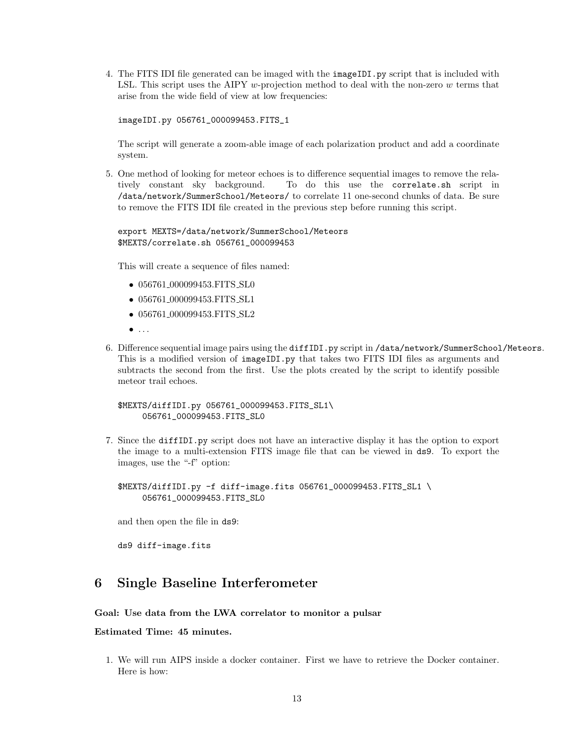4. The FITS IDI file generated can be imaged with the `imageIDI.py` script that is included with LSL. This script uses the AIPY $w$-projection method to deal with the non-zero $w$ terms that arise from the wide field of view at low frequencies:

   ```
   imageIDI.py 056761_000099453.FITS_1
   ```

   The script will generate a zoom-able image of each polarization product and add a coordinate system.

5. One method of looking for meteor echoes is to difference sequential images to remove the relatively constant sky background. To do this use the `correlate.sh` script in `/data/network/SummerSchool/Meteors/` to correlate 11 one-second chunks of data. Be sure to remove the FITS IDI file created in the previous step before running this script.

   ```
   export MEXTS=/data/network/SummerSchool/Meteors
   $MEXTS/correlate.sh 056761_000099453
   ```

   This will create a sequence of files named:

   - 056761_000099453.FITS_SL0
   - 056761_000099453.FITS_SL1
   - 056761_000099453.FITS_SL2
   - ...

6. Difference sequential image pairs using the `diffIDI.py` script in `/data/network/SummerSchool/Meteors`. This is a modified version of `imageIDI.py` that takes two FITS IDI files as arguments and subtracts the second from the first. Use the plots created by the script to identify possible meteor trail echoes.

   ```
   $MEXTS/diffIDI.py 056761_000099453.FITS_SL1\
        056761_000099453.FITS_SL0
   ```

7. Since the `diffIDI.py` script does not have an interactive display it has the option to export the image to a multi-extension FITS image file that can be viewed in `ds9`. To export the images, use the "-f" option:

   ```
   $MEXTS/diffIDI.py -f diff-image.fits 056761_000099453.FITS_SL1 \
        056761_000099453.FITS_SL0
   ```

   and then open the file in `ds9`:

   ```
   ds9 diff-image.fits
   ```

# 6 Single Baseline Interferometer

**Goal: Use data from the LWA correlator to monitor a pulsar**

**Estimated Time: 45 minutes.**

1. We will run AIPS inside a docker container. First we have to retrieve the Docker container. Here is how: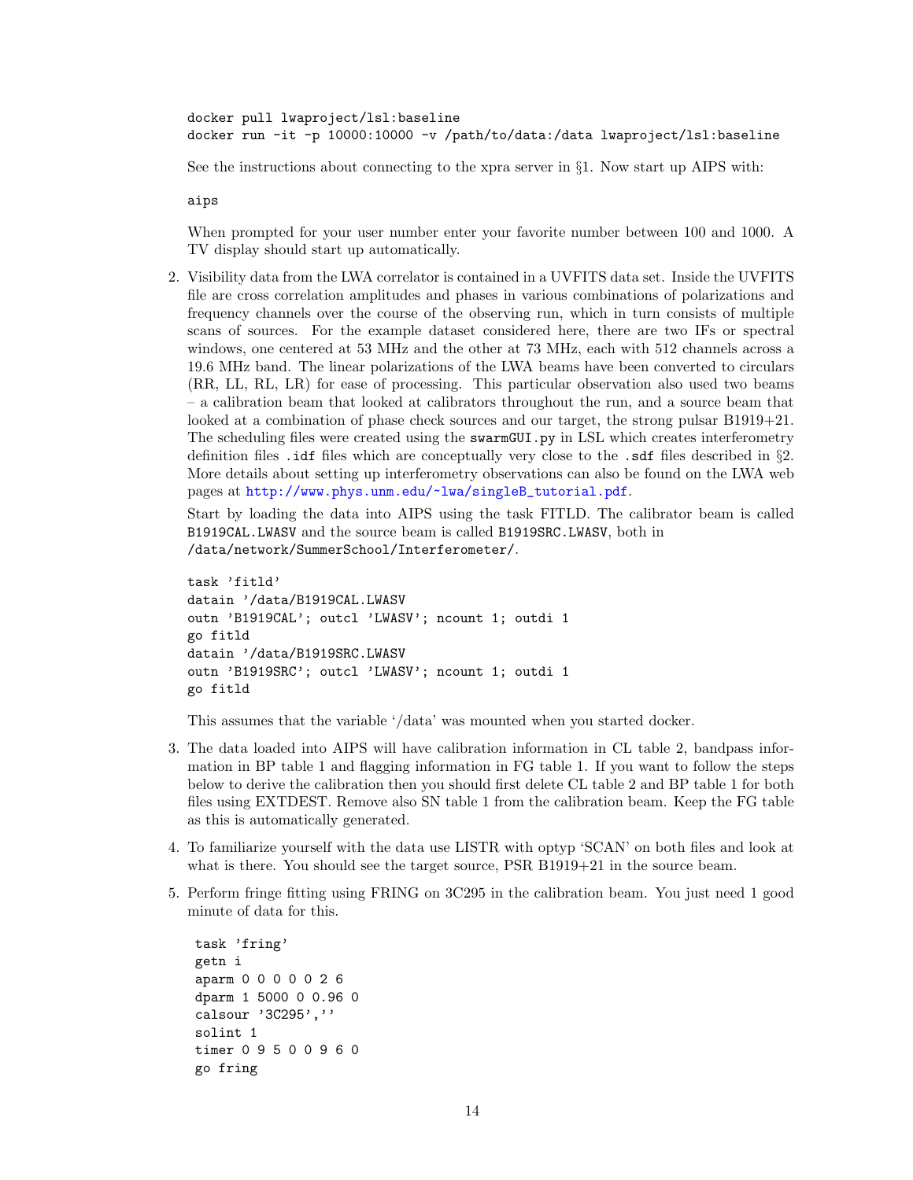```
docker pull lwaproject/lsl:baseline
docker run -it -p 10000:10000 -v /path/to/data:/data lwaproject/lsl:baseline
```

See the instructions about connecting to the xpra server in §1. Now start up AIPS with:

```
aips
```

When prompted for your user number enter your favorite number between 100 and 1000. A TV display should start up automatically.

2. Visibility data from the LWA correlator is contained in a UVFITS data set. Inside the UVFITS file are cross correlation amplitudes and phases in various combinations of polarizations and frequency channels over the course of the observing run, which in turn consists of multiple scans of sources. For the example dataset considered here, there are two IFs or spectral windows, one centered at 53 MHz and the other at 73 MHz, each with 512 channels across a 19.6 MHz band. The linear polarizations of the LWA beams have been converted to circulars (RR, LL, RL, LR) for ease of processing. This particular observation also used two beams – a calibration beam that looked at calibrators throughout the run, and a source beam that looked at a combination of phase check sources and our target, the strong pulsar B1919+21. The scheduling files were created using the `swarmGUI.py` in LSL which creates interferometry definition files `.idf` files which are conceptually very close to the `.sdf` files described in §2. More details about setting up interferometry observations can also be found on the LWA web pages at http://www.phys.unm.edu/~lwa/singleB_tutorial.pdf.

   Start by loading the data into AIPS using the task FITLD. The calibrator beam is called `B1919CAL.LWASV` and the source beam is called `B1919SRC.LWASV`, both in `/data/network/SummerSchool/Interferometer/`.

   ```
   task 'fitld'
   datain '/data/B1919CAL.LWASV
   outn 'B1919CAL'; outcl 'LWASV'; ncount 1; outdi 1
   go fitld
   datain '/data/B1919SRC.LWASV
   outn 'B1919SRC'; outcl 'LWASV'; ncount 1; outdi 1
   go fitld
   ```

   This assumes that the variable '/data' was mounted when you started docker.

3. The data loaded into AIPS will have calibration information in CL table 2, bandpass information in BP table 1 and flagging information in FG table 1. If you want to follow the steps below to derive the calibration then you should first delete CL table 2 and BP table 1 for both files using EXTDEST. Remove also SN table 1 from the calibration beam. Keep the FG table as this is automatically generated.

4. To familiarize yourself with the data use LISTR with optyp 'SCAN' on both files and look at what is there. You should see the target source, PSR B1919+21 in the source beam.

5. Perform fringe fitting using FRING on 3C295 in the calibration beam. You just need 1 good minute of data for this.

   ```
   task 'fring'
   getn i
   aparm 0 0 0 0 0 2 6
   dparm 1 5000 0 0.96 0
   calsour '3C295',''
   solint 1
   timer 0 9 5 0 0 9 6 0
   go fring
   ```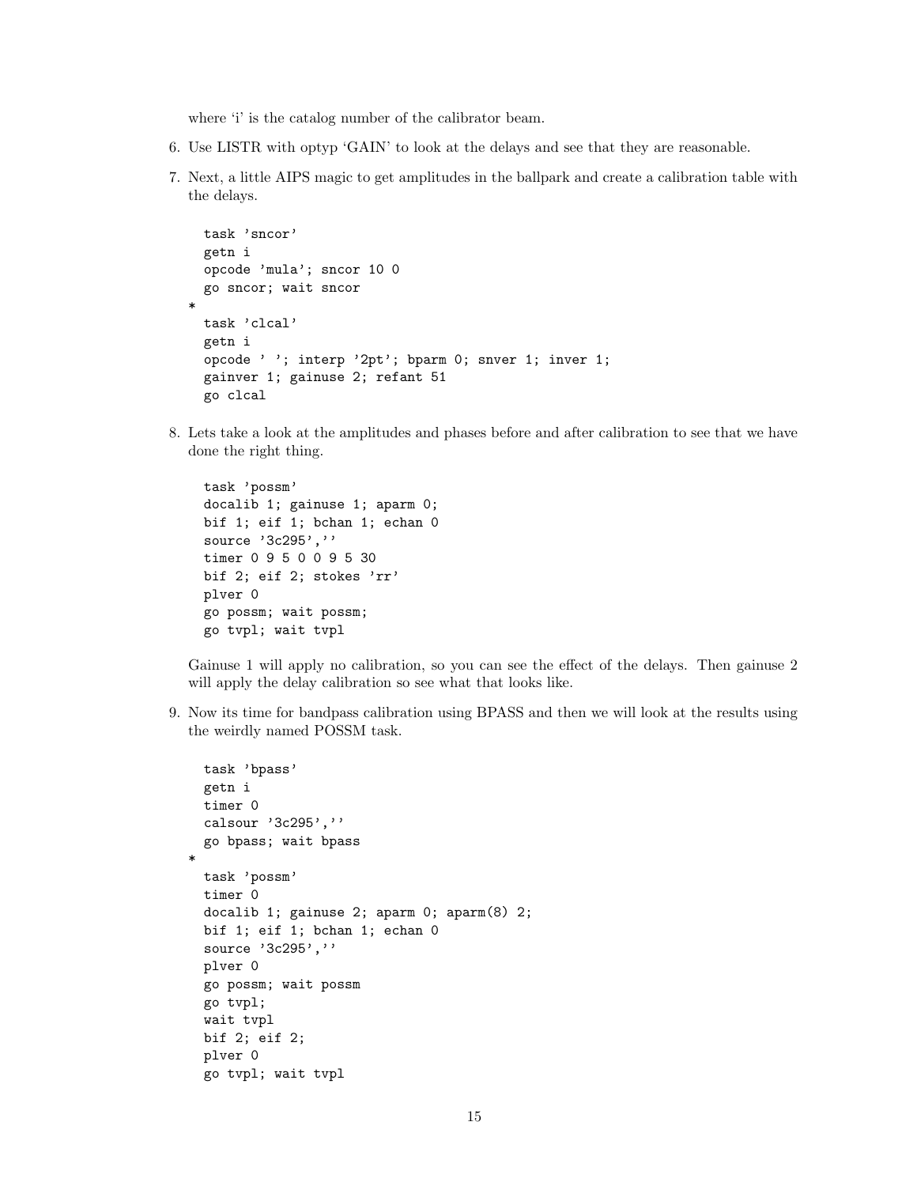where 'i' is the catalog number of the calibrator beam.

6. Use LISTR with optyp 'GAIN' to look at the delays and see that they are reasonable.

7. Next, a little AIPS magic to get amplitudes in the ballpark and create a calibration table with the delays.

```
  task 'sncor'
  getn i
  opcode 'mula'; sncor 10 0
  go sncor; wait sncor
*
  task 'clcal'
  getn i
  opcode ' '; interp '2pt'; bparm 0; snver 1; inver 1;
  gainver 1; gainuse 2; refant 51
  go clcal
```

8. Lets take a look at the amplitudes and phases before and after calibration to see that we have done the right thing.

```
  task 'possm'
  docalib 1; gainuse 1; aparm 0;
  bif 1; eif 1; bchan 1; echan 0
  source '3c295',''
  timer 0 9 5 0 0 9 5 30
  bif 2; eif 2; stokes 'rr'
  plver 0
  go possm; wait possm;
  go tvpl; wait tvpl
```

   Gainuse 1 will apply no calibration, so you can see the effect of the delays. Then gainuse 2 will apply the delay calibration so see what that looks like.

9. Now its time for bandpass calibration using BPASS and then we will look at the results using the weirdly named POSSM task.

```
  task 'bpass'
  getn i
  timer 0
  calsour '3c295',''
  go bpass; wait bpass
*
  task 'possm'
  timer 0
  docalib 1; gainuse 2; aparm 0; aparm(8) 2;
  bif 1; eif 1; bchan 1; echan 0
  source '3c295',''
  plver 0
  go possm; wait possm
  go tvpl;
  wait tvpl
  bif 2; eif 2;
  plver 0
  go tvpl; wait tvpl
```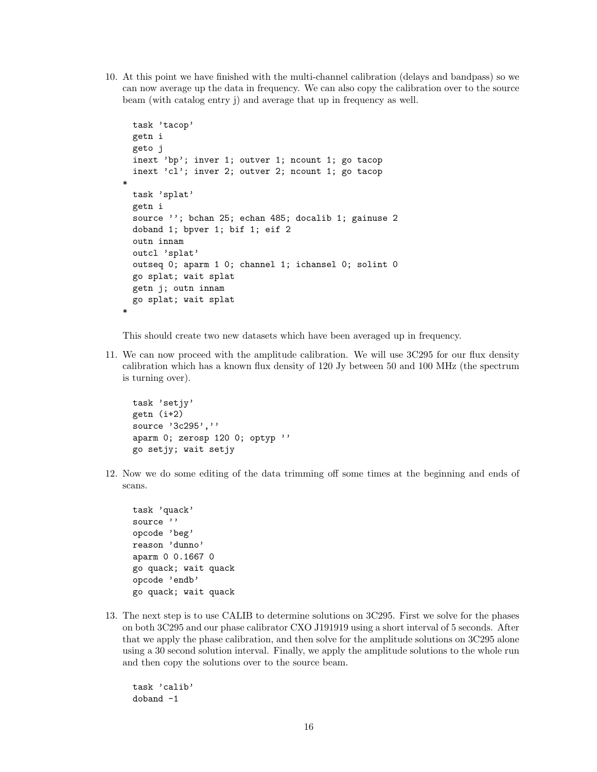10. At this point we have finished with the multi-channel calibration (delays and bandpass) so we can now average up the data in frequency. We can also copy the calibration over to the source beam (with catalog entry j) and average that up in frequency as well.

```
  task 'tacop'
  getn i
  geto j
  inext 'bp'; inver 1; outver 1; ncount 1; go tacop
  inext 'cl'; inver 2; outver 2; ncount 1; go tacop
*
  task 'splat'
  getn i
  source ''; bchan 25; echan 485; docalib 1; gainuse 2
  doband 1; bpver 1; bif 1; eif 2
  outn innam
  outcl 'splat'
  outseq 0; aparm 1 0; channel 1; ichansel 0; solint 0
  go splat; wait splat
  getn j; outn innam
  go splat; wait splat
*
```

This should create two new datasets which have been averaged up in frequency.

11. We can now proceed with the amplitude calibration. We will use 3C295 for our flux density calibration which has a known flux density of 120 Jy between 50 and 100 MHz (the spectrum is turning over).

```
  task 'setjy'
  getn (i+2)
  source '3c295',''
  aparm 0; zerosp 120 0; optyp ''
  go setjy; wait setjy
```

12. Now we do some editing of the data trimming off some times at the beginning and ends of scans.

```
  task 'quack'
  source ''
  opcode 'beg'
  reason 'dunno'
  aparm 0 0.1667 0
  go quack; wait quack
  opcode 'endb'
  go quack; wait quack
```

13. The next step is to use CALIB to determine solutions on 3C295. First we solve for the phases on both 3C295 and our phase calibrator CXO J191919 using a short interval of 5 seconds. After that we apply the phase calibration, and then solve for the amplitude solutions on 3C295 alone using a 30 second solution interval. Finally, we apply the amplitude solutions to the whole run and then copy the solutions over to the source beam.

```
  task 'calib'
  doband -1
```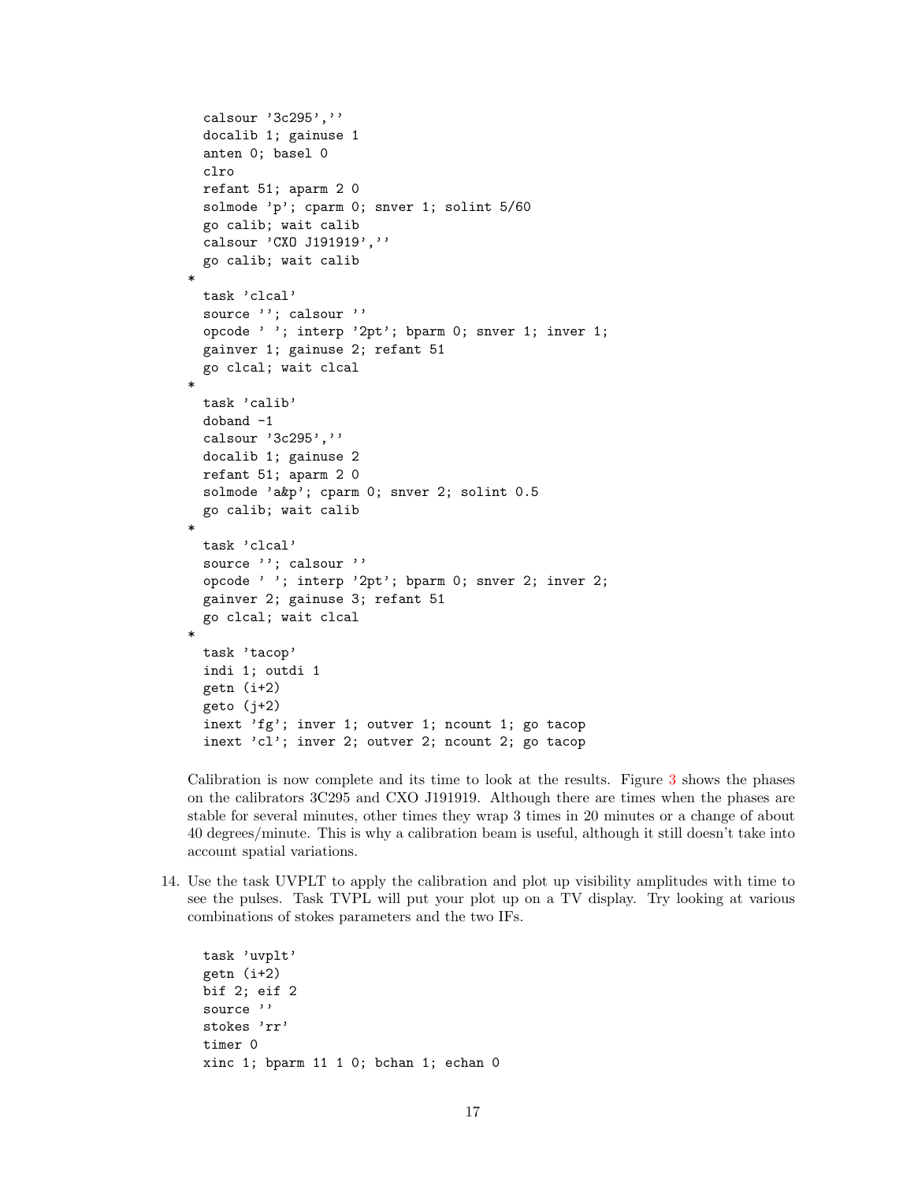```
calsour '3c295',''
docalib 1; gainuse 1
anten 0; basel 0
clro
refant 51; aparm 2 0
solmode 'p'; cparm 0; snver 1; solint 5/60
go calib; wait calib
calsour 'CXO J191919',''
go calib; wait calib
*
task 'clcal'
source ''; calsour ''
opcode ' '; interp '2pt'; bparm 0; snver 1; inver 1;
gainver 1; gainuse 2; refant 51
go clcal; wait clcal
*
task 'calib'
doband -1
calsour '3c295',''
docalib 1; gainuse 2
refant 51; aparm 2 0
solmode 'a&p'; cparm 0; snver 2; solint 0.5
go calib; wait calib
*
task 'clcal'
source ''; calsour ''
opcode ' '; interp '2pt'; bparm 0; snver 2; inver 2;
gainver 2; gainuse 3; refant 51
go clcal; wait clcal
*
task 'tacop'
indi 1; outdi 1
getn (i+2)
geto (j+2)
inext 'fg'; inver 1; outver 1; ncount 1; go tacop
inext 'cl'; inver 2; outver 2; ncount 2; go tacop
```

Calibration is now complete and its time to look at the results. Figure 3 shows the phases on the calibrators 3C295 and CXO J191919. Although there are times when the phases are stable for several minutes, other times they wrap 3 times in 20 minutes or a change of about 40 degrees/minute. This is why a calibration beam is useful, although it still doesn't take into account spatial variations.

14. Use the task UVPLT to apply the calibration and plot up visibility amplitudes with time to see the pulses. Task TVPL will put your plot up on a TV display. Try looking at various combinations of stokes parameters and the two IFs.

```
task 'uvplt'
getn (i+2)
bif 2; eif 2
source ''
stokes 'rr'
timer 0
xinc 1; bparm 11 1 0; bchan 1; echan 0
```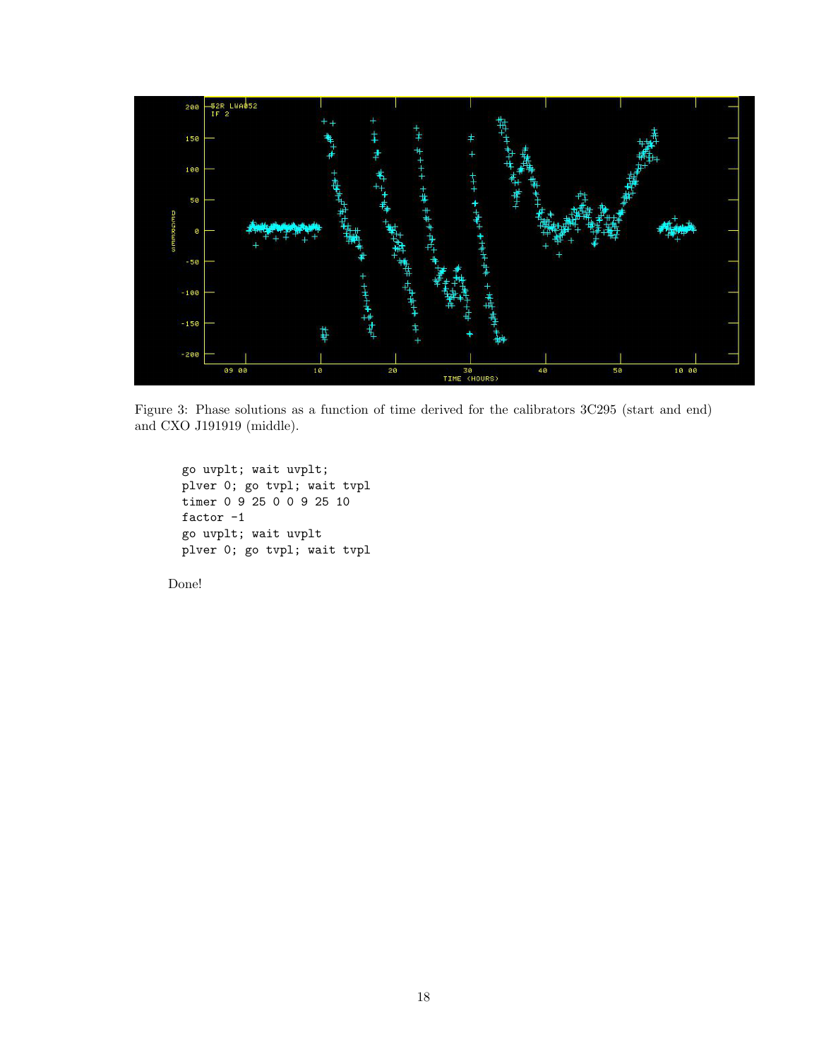52R LWA052
IF 2

DEGREES

200
150
100
50
0
-50
-100
-150
-200

09 00
10
20
30
40
50
10 00

TIME (HOURS)

Figure 3: Phase solutions as a function of time derived for the calibrators 3C295 (start and end) and CXO J191919 (middle).

```
go uvplt; wait uvplt;
plver 0; go tvpl; wait tvpl
timer 0 9 25 0 0 9 25 10
factor -1
go uvplt; wait uvplt
plver 0; go tvpl; wait tvpl
```

Done!